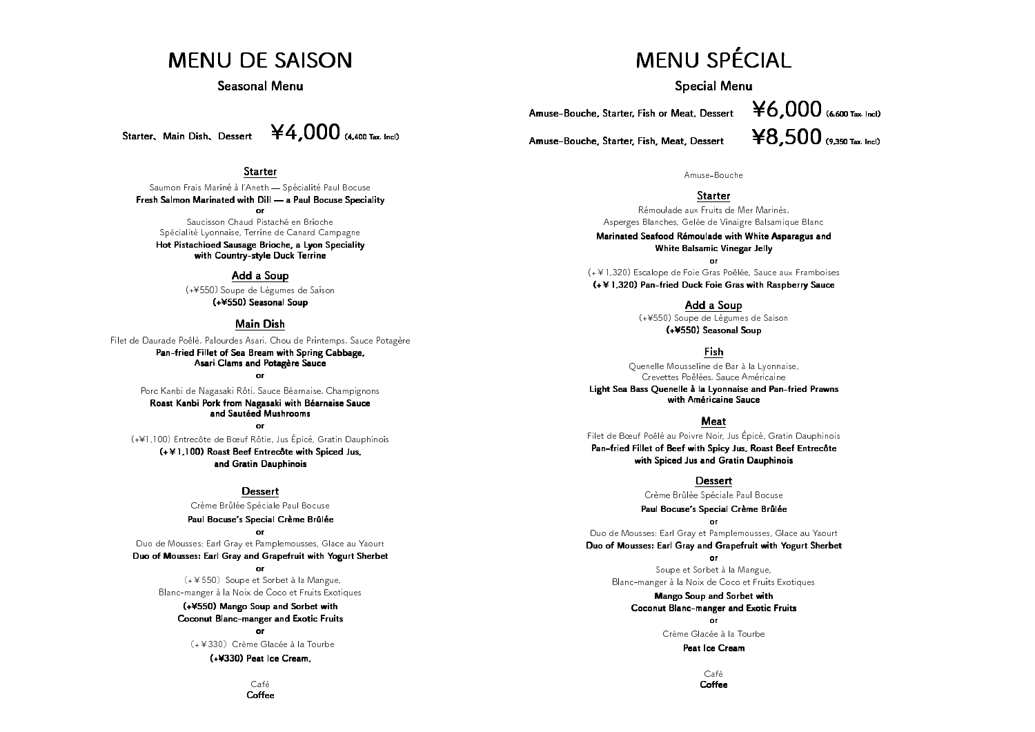# MENU DE SAISON

## Seasonal Menu

Starter、Main Dish、Dessert **¥4,000** (4,400 Tax. Incl)

### Starter

Saumon Frais Mariné à l'Aneth — Spécialité Paul Bocuse
**Fresh Salmon Marinated with Dill — a Paul Bocuse Speciality**
**or**
Saucisson Chaud Pistaché en Brioche
Spécialité Lyonnaise, Terrine de Canard Campagne
**Hot Pistachioed Sausage Brioche, a Lyon Speciality**
**with Country-style Duck Terrine**

### Add a Soup

(+¥550) Soupe de Légumes de Saison
**(+¥550) Seasonal Soup**

### Main Dish

Filet de Daurade Poêlé, Palourdes Asari, Chou de Printemps, Sauce Potagère
**Pan-fried Fillet of Sea Bream with Spring Cabbage,**
**Asari Clams and Potagère Sauce**
**or**
Porc Kanbi de Nagasaki Rôti, Sauce Béarnaise, Champignons
**Roast Kanbi Pork from Nagasaki with Béarnaise Sauce**
**and Sautéed Mushrooms**
**or**
(+¥1,100) Entrecôte de Bœuf Rôtie, Jus Épicé, Gratin Dauphinois
**(+￥1,100) Roast Beef Entrecôte with Spiced Jus,**
**and Gratin Dauphinois**

### Dessert

Crème Brûlée Spéciale Paul Bocuse
**Paul Bocuse's Special Crème Brûlée**
**or**
Duo de Mousses: Earl Gray et Pamplemousses, Glace au Yaourt
**Duo of Mousses: Earl Gray and Grapefruit with Yogurt Sherbet**
**or**
(+￥550) Soupe et Sorbet à la Mangue,
Blanc-manger à la Noix de Coco et Fruits Exotiques
**(+¥550) Mango Soup and Sorbet with**
**Coconut Blanc-manger and Exotic Fruits**
**or**
(+￥330) Crème Glacée à la Tourbe
**(+¥330) Peat Ice Cream.**

Café
**Coffee**

# MENU SPÉCIAL

## Special Menu

Amuse-Bouche, Starter, Fish or Meat, Dessert **¥6,000** (6,600 Tax. Incl)

Amuse-Bouche, Starter, Fish, Meat, Dessert **¥8,500** (9,350 Tax. Incl)

Amuse-Bouche

### Starter

Rémoulade aux Fruits de Mer Marinés,
Asperges Blanches, Gelée de Vinaigre Balsamique Blanc
**Marinated Seafood Rémoulade with White Asparagus and**
**White Balsamic Vinegar Jelly**
**or**
(+￥1,320) Escalope de Foie Gras Poêlée, Sauce aux Framboises
**(+￥1,320) Pan-fried Duck Foie Gras with Raspberry Sauce**

### Add a Soup

(+¥550) Soupe de Légumes de Saison
**(+¥550) Seasonal Soup**

### Fish

Quenelle Mousseline de Bar à la Lyonnaise,
Crevettes Poêlées, Sauce Américaine
**Light Sea Bass Quenelle à la Lyonnaise and Pan-fried Prawns**
**with Américaine Sauce**

### Meat

Filet de Bœuf Poêlé au Poivre Noir, Jus Épicé, Gratin Dauphinois
**Pan-fried Fillet of Beef with Spicy Jus, Roast Beef Entrecôte**
**with Spiced Jus and Gratin Dauphinois**

### Dessert

Crème Brûlée Spéciale Paul Bocuse
**Paul Bocuse's Special Crème Brûlée**
**or**
Duo de Mousses: Earl Gray et Pamplemousses, Glace au Yaourt
**Duo of Mousses: Earl Gray and Grapefruit with Yogurt Sherbet**
**or**
Soupe et Sorbet à la Mangue,
Blanc-manger à la Noix de Coco et Fruits Exotiques
**Mango Soup and Sorbet with**
**Coconut Blanc-manger and Exotic Fruits**
**or**
Crème Glacée à la Tourbe
**Peat Ice Cream**

Café
**Coffee**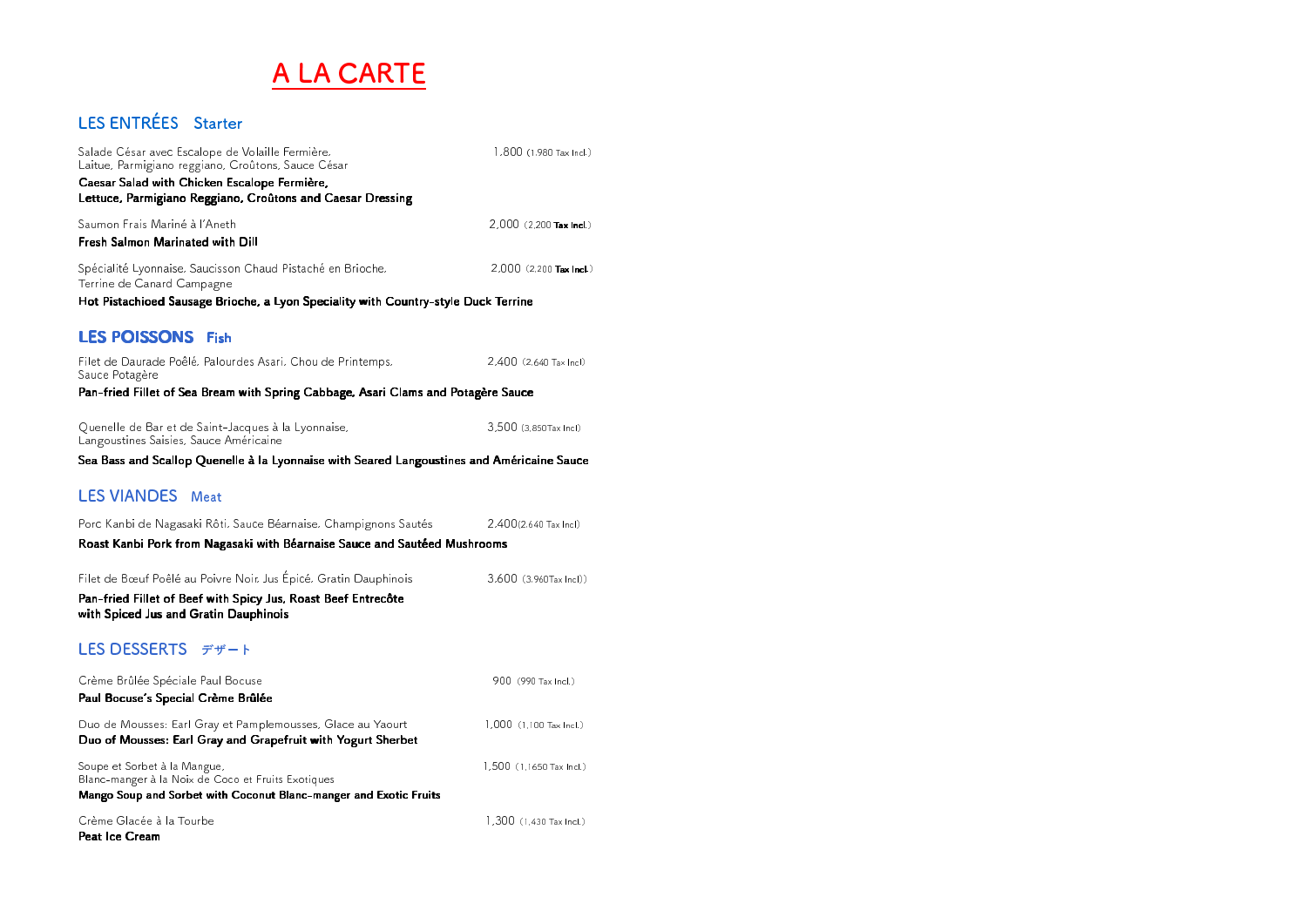# A LA CARTE

## LES ENTRÉES　Starter

Salade César avec Escalope de Volaille Fermière,
Laitue, Parmigiano reggiano, Croûtons, Sauce César　1,800 (1,980 Tax Incl.)

**Caesar Salad with Chicken Escalope Fermière,**
**Lettuce, Parmigiano Reggiano, Croûtons and Caesar Dressing**

Saumon Frais Mariné à l'Aneth　2,000 (2,200 Tax Incl.)

**Fresh Salmon Marinated with Dill**

Spécialité Lyonnaise, Saucisson Chaud Pistaché en Brioche,
Terrine de Canard Campagne　2,000 (2,200 Tax Incl.)

**Hot Pistachioed Sausage Brioche, a Lyon Speciality with Country-style Duck Terrine**

## LES POISSONS　Fish

Filet de Daurade Poêlé, Palourdes Asari, Chou de Printemps,
Sauce Potagère　2,400 (2,640 Tax Incl)

**Pan-fried Fillet of Sea Bream with Spring Cabbage, Asari Clams and Potagère Sauce**

Quenelle de Bar et de Saint-Jacques à la Lyonnaise,
Langoustines Saisies, Sauce Américaine　3,500 (3,850Tax Incl)

**Sea Bass and Scallop Quenelle à la Lyonnaise with Seared Langoustines and Américaine Sauce**

## LES VIANDES　Meat

Porc Kanbi de Nagasaki Rôti, Sauce Béarnaise, Champignons Sautés　2,400(2,640 Tax Incl)

**Roast Kanbi Pork from Nagasaki with Béarnaise Sauce and Sautéed Mushrooms**

Filet de Bœuf Poêlé au Poivre Noir, Jus Épicé, Gratin Dauphinois　3,600 (3,960Tax Incl))

**Pan-fried Fillet of Beef with Spicy Jus, Roast Beef Entrecôte**
**with Spiced Jus and Gratin Dauphinois**

## LES DESSERTS　デザート

Crème Brûlée Spéciale Paul Bocuse　900 (990 Tax Incl.)

**Paul Bocuse's Special Crème Brûlée**

Duo de Mousses: Earl Gray et Pamplemousses, Glace au Yaourt　1,000 (1,100 Tax Incl.)

**Duo of Mousses: Earl Gray and Grapefruit with Yogurt Sherbet**

Soupe et Sorbet à la Mangue,
Blanc-manger à la Noix de Coco et Fruits Exotiques　1,500 (1,1650 Tax Incl.)

**Mango Soup and Sorbet with Coconut Blanc-manger and Exotic Fruits**

Crème Glacée à la Tourbe　1,300 (1,430 Tax Incl.)

**Peat Ice Cream**